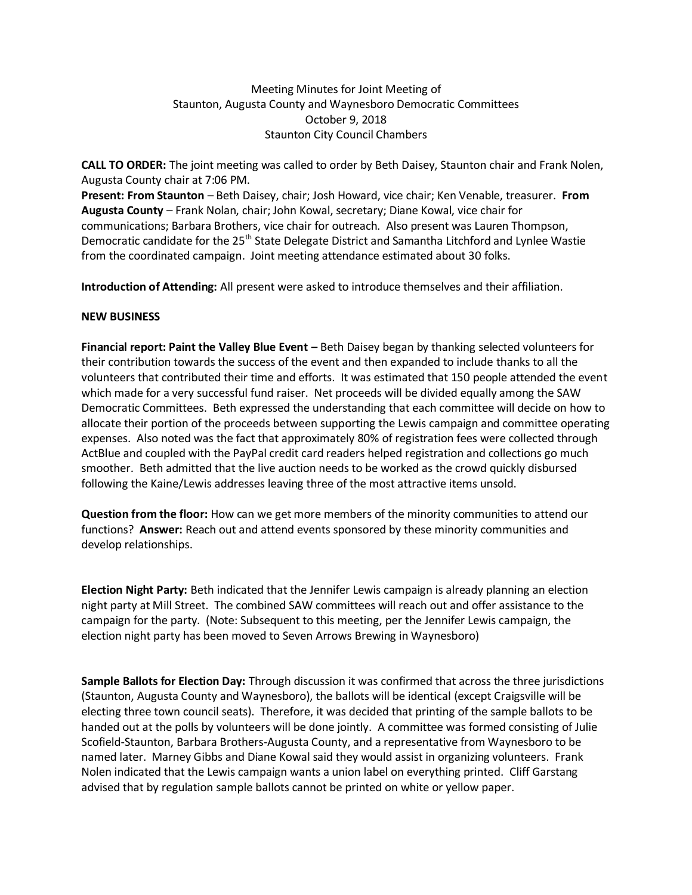Meeting Minutes for Joint Meeting of
Staunton, Augusta County and Waynesboro Democratic Committees
October 9, 2018
Staunton City Council Chambers

**CALL TO ORDER:** The joint meeting was called to order by Beth Daisey, Staunton chair and Frank Nolen, Augusta County chair at 7:06 PM.
**Present: From Staunton** – Beth Daisey, chair; Josh Howard, vice chair; Ken Venable, treasurer. **From Augusta County** – Frank Nolan, chair; John Kowal, secretary; Diane Kowal, vice chair for communications; Barbara Brothers, vice chair for outreach. Also present was Lauren Thompson, Democratic candidate for the 25th State Delegate District and Samantha Litchford and Lynlee Wastie from the coordinated campaign. Joint meeting attendance estimated about 30 folks.

**Introduction of Attending:** All present were asked to introduce themselves and their affiliation.

**NEW BUSINESS**

**Financial report: Paint the Valley Blue Event –** Beth Daisey began by thanking selected volunteers for their contribution towards the success of the event and then expanded to include thanks to all the volunteers that contributed their time and efforts. It was estimated that 150 people attended the event which made for a very successful fund raiser. Net proceeds will be divided equally among the SAW Democratic Committees. Beth expressed the understanding that each committee will decide on how to allocate their portion of the proceeds between supporting the Lewis campaign and committee operating expenses. Also noted was the fact that approximately 80% of registration fees were collected through ActBlue and coupled with the PayPal credit card readers helped registration and collections go much smoother. Beth admitted that the live auction needs to be worked as the crowd quickly disbursed following the Kaine/Lewis addresses leaving three of the most attractive items unsold.

**Question from the floor:** How can we get more members of the minority communities to attend our functions? **Answer:** Reach out and attend events sponsored by these minority communities and develop relationships.

**Election Night Party:** Beth indicated that the Jennifer Lewis campaign is already planning an election night party at Mill Street. The combined SAW committees will reach out and offer assistance to the campaign for the party. (Note: Subsequent to this meeting, per the Jennifer Lewis campaign, the election night party has been moved to Seven Arrows Brewing in Waynesboro)

**Sample Ballots for Election Day:** Through discussion it was confirmed that across the three jurisdictions (Staunton, Augusta County and Waynesboro), the ballots will be identical (except Craigsville will be electing three town council seats). Therefore, it was decided that printing of the sample ballots to be handed out at the polls by volunteers will be done jointly. A committee was formed consisting of Julie Scofield-Staunton, Barbara Brothers-Augusta County, and a representative from Waynesboro to be named later. Marney Gibbs and Diane Kowal said they would assist in organizing volunteers. Frank Nolen indicated that the Lewis campaign wants a union label on everything printed. Cliff Garstang advised that by regulation sample ballots cannot be printed on white or yellow paper.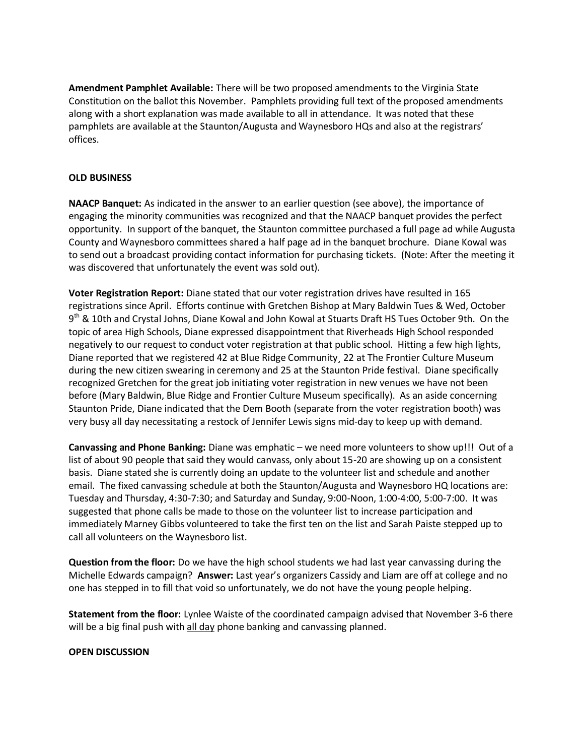**Amendment Pamphlet Available:** There will be two proposed amendments to the Virginia State Constitution on the ballot this November. Pamphlets providing full text of the proposed amendments along with a short explanation was made available to all in attendance. It was noted that these pamphlets are available at the Staunton/Augusta and Waynesboro HQs and also at the registrars' offices.

**OLD BUSINESS**

**NAACP Banquet:** As indicated in the answer to an earlier question (see above), the importance of engaging the minority communities was recognized and that the NAACP banquet provides the perfect opportunity. In support of the banquet, the Staunton committee purchased a full page ad while Augusta County and Waynesboro committees shared a half page ad in the banquet brochure. Diane Kowal was to send out a broadcast providing contact information for purchasing tickets. (Note: After the meeting it was discovered that unfortunately the event was sold out).

**Voter Registration Report:** Diane stated that our voter registration drives have resulted in 165 registrations since April. Efforts continue with Gretchen Bishop at Mary Baldwin Tues & Wed, October 9th & 10th and Crystal Johns, Diane Kowal and John Kowal at Stuarts Draft HS Tues October 9th. On the topic of area High Schools, Diane expressed disappointment that Riverheads High School responded negatively to our request to conduct voter registration at that public school. Hitting a few high lights, Diane reported that we registered 42 at Blue Ridge Community, 22 at The Frontier Culture Museum during the new citizen swearing in ceremony and 25 at the Staunton Pride festival. Diane specifically recognized Gretchen for the great job initiating voter registration in new venues we have not been before (Mary Baldwin, Blue Ridge and Frontier Culture Museum specifically). As an aside concerning Staunton Pride, Diane indicated that the Dem Booth (separate from the voter registration booth) was very busy all day necessitating a restock of Jennifer Lewis signs mid-day to keep up with demand.

**Canvassing and Phone Banking:** Diane was emphatic – we need more volunteers to show up!!! Out of a list of about 90 people that said they would canvass, only about 15-20 are showing up on a consistent basis. Diane stated she is currently doing an update to the volunteer list and schedule and another email. The fixed canvassing schedule at both the Staunton/Augusta and Waynesboro HQ locations are: Tuesday and Thursday, 4:30-7:30; and Saturday and Sunday, 9:00-Noon, 1:00-4:00, 5:00-7:00. It was suggested that phone calls be made to those on the volunteer list to increase participation and immediately Marney Gibbs volunteered to take the first ten on the list and Sarah Paiste stepped up to call all volunteers on the Waynesboro list.

**Question from the floor:** Do we have the high school students we had last year canvassing during the Michelle Edwards campaign? **Answer:** Last year's organizers Cassidy and Liam are off at college and no one has stepped in to fill that void so unfortunately, we do not have the young people helping.

**Statement from the floor:** Lynlee Waiste of the coordinated campaign advised that November 3-6 there will be a big final push with <u>all day</u> phone banking and canvassing planned.

**OPEN DISCUSSION**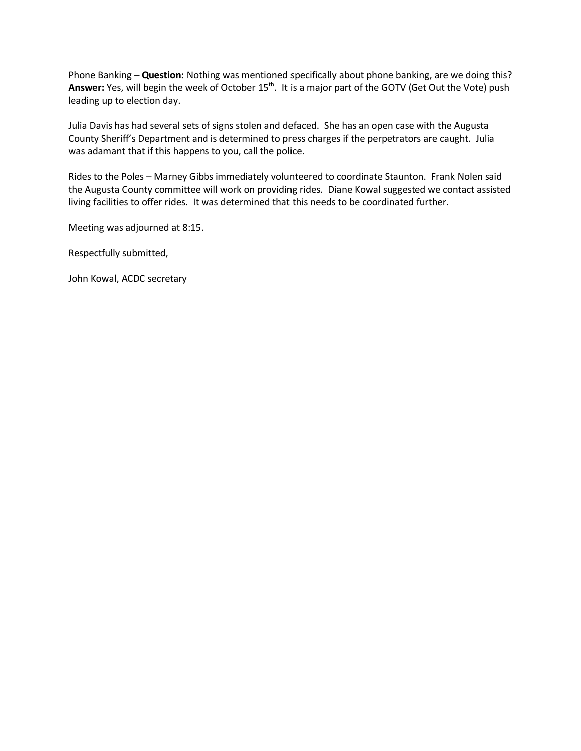Phone Banking – **Question:** Nothing was mentioned specifically about phone banking, are we doing this? **Answer:** Yes, will begin the week of October 15th. It is a major part of the GOTV (Get Out the Vote) push leading up to election day.

Julia Davis has had several sets of signs stolen and defaced. She has an open case with the Augusta County Sheriff's Department and is determined to press charges if the perpetrators are caught. Julia was adamant that if this happens to you, call the police.

Rides to the Poles – Marney Gibbs immediately volunteered to coordinate Staunton. Frank Nolen said the Augusta County committee will work on providing rides. Diane Kowal suggested we contact assisted living facilities to offer rides. It was determined that this needs to be coordinated further.

Meeting was adjourned at 8:15.

Respectfully submitted,

John Kowal, ACDC secretary